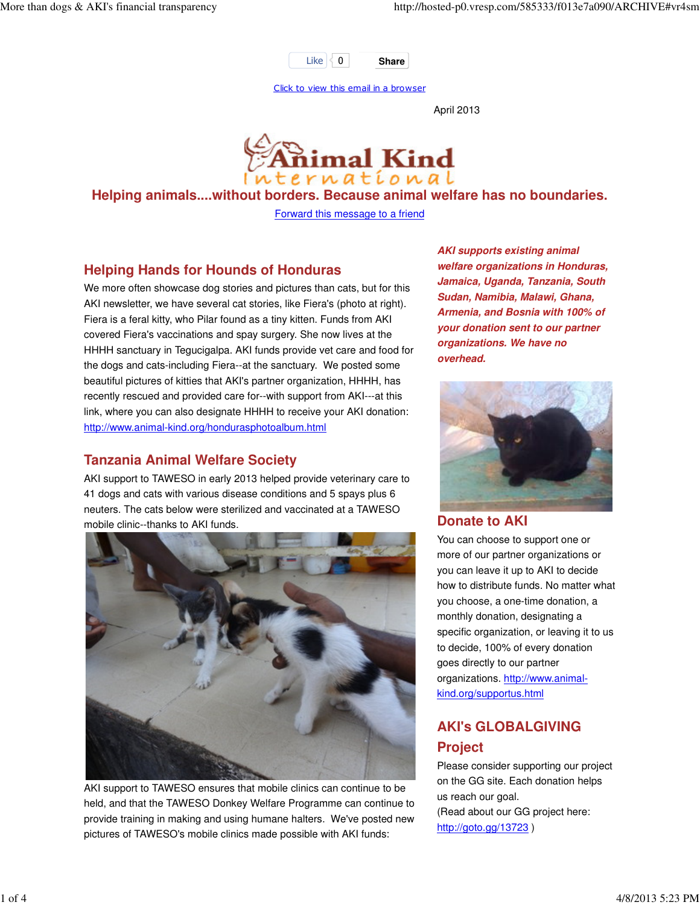Like 0 Share

Click to view this email in a browser

April 2013

# Animal Kind International

**Helping animals....without borders. Because animal welfare has no boundaries.**

Forward this message to a friend

## Helping Hands for Hounds of Honduras

We more often showcase dog stories and pictures than cats, but for this AKI newsletter, we have several cat stories, like Fiera's (photo at right). Fiera is a feral kitty, who Pilar found as a tiny kitten. Funds from AKI covered Fiera's vaccinations and spay surgery. She now lives at the HHHH sanctuary in Tegucigalpa. AKI funds provide vet care and food for the dogs and cats-including Fiera--at the sanctuary. We posted some beautiful pictures of kitties that AKI's partner organization, HHHH, has recently rescued and provided care for--with support from AKI---at this link, where you can also designate HHHH to receive your AKI donation: http://www.animal-kind.org/hondurasphotoalbum.html

## Tanzania Animal Welfare Society

AKI support to TAWESO in early 2013 helped provide veterinary care to 41 dogs and cats with various disease conditions and 5 spays plus 6 neuters. The cats below were sterilized and vaccinated at a TAWESO mobile clinic--thanks to AKI funds.

AKI support to TAWESO ensures that mobile clinics can continue to be held, and that the TAWESO Donkey Welfare Programme can continue to provide training in making and using humane halters. We've posted new pictures of TAWESO's mobile clinics made possible with AKI funds:

***AKI supports existing animal welfare organizations in Honduras, Jamaica, Uganda, Tanzania, South Sudan, Namibia, Malawi, Ghana, Armenia, and Bosnia with 100% of your donation sent to our partner organizations. We have no overhead.***

## Donate to AKI

You can choose to support one or more of our partner organizations or you can leave it up to AKI to decide how to distribute funds. No matter what you choose, a one-time donation, a monthly donation, designating a specific organization, or leaving it to us to decide, 100% of every donation goes directly to our partner organizations. http://www.animal-kind.org/supportus.html

## AKI's GLOBALGIVING Project

Please consider supporting our project on the GG site. Each donation helps us reach our goal.
(Read about our GG project here: http://goto.gg/13723 )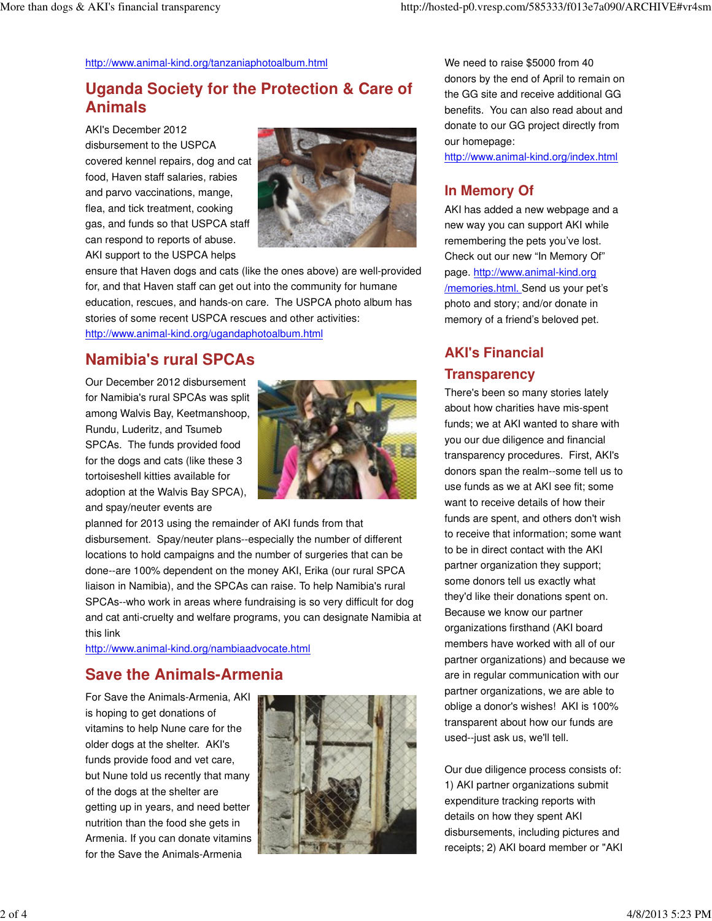http://www.animal-kind.org/tanzaniaphotoalbum.html

## Uganda Society for the Protection & Care of Animals

AKI's December 2012 disbursement to the USPCA covered kennel repairs, dog and cat food, Haven staff salaries, rabies and parvo vaccinations, mange, flea, and tick treatment, cooking gas, and funds so that USPCA staff can respond to reports of abuse. AKI support to the USPCA helps ensure that Haven dogs and cats (like the ones above) are well-provided for, and that Haven staff can get out into the community for humane education, rescues, and hands-on care. The USPCA photo album has stories of some recent USPCA rescues and other activities: http://www.animal-kind.org/ugandaphotoalbum.html

## Namibia's rural SPCAs

Our December 2012 disbursement for Namibia's rural SPCAs was split among Walvis Bay, Keetmanshoop, Rundu, Luderitz, and Tsumeb SPCAs. The funds provided food for the dogs and cats (like these 3 tortoiseshell kitties available for adoption at the Walvis Bay SPCA), and spay/neuter events are planned for 2013 using the remainder of AKI funds from that disbursement. Spay/neuter plans--especially the number of different locations to hold campaigns and the number of surgeries that can be done--are 100% dependent on the money AKI, Erika (our rural SPCA liaison in Namibia), and the SPCAs can raise. To help Namibia's rural SPCAs--who work in areas where fundraising is so very difficult for dog and cat anti-cruelty and welfare programs, you can designate Namibia at this link http://www.animal-kind.org/nambiaadvocate.html

## Save the Animals-Armenia

For Save the Animals-Armenia, AKI is hoping to get donations of vitamins to help Nune care for the older dogs at the shelter. AKI's funds provide food and vet care, but Nune told us recently that many of the dogs at the shelter are getting up in years, and need better nutrition than the food she gets in Armenia. If you can donate vitamins for the Save the Animals-Armenia

We need to raise $5000 from 40 donors by the end of April to remain on the GG site and receive additional GG benefits. You can also read about and donate to our GG project directly from our homepage: http://www.animal-kind.org/index.html

## In Memory Of

AKI has added a new webpage and a new way you can support AKI while remembering the pets you've lost. Check out our new "In Memory Of" page. http://www.animal-kind.org/memories.html. Send us your pet's photo and story; and/or donate in memory of a friend's beloved pet.

## AKI's Financial Transparency

There's been so many stories lately about how charities have mis-spent funds; we at AKI wanted to share with you our due diligence and financial transparency procedures. First, AKI's donors span the realm--some tell us to use funds as we at AKI see fit; some want to receive details of how their funds are spent, and others don't wish to receive that information; some want to be in direct contact with the AKI partner organization they support; some donors tell us exactly what they'd like their donations spent on. Because we know our partner organizations firsthand (AKI board members have worked with all of our partner organizations) and because we are in regular communication with our partner organizations, we are able to oblige a donor's wishes! AKI is 100% transparent about how our funds are used--just ask us, we'll tell.

Our due diligence process consists of: 1) AKI partner organizations submit expenditure tracking reports with details on how they spent AKI disbursements, including pictures and receipts; 2) AKI board member or "AKI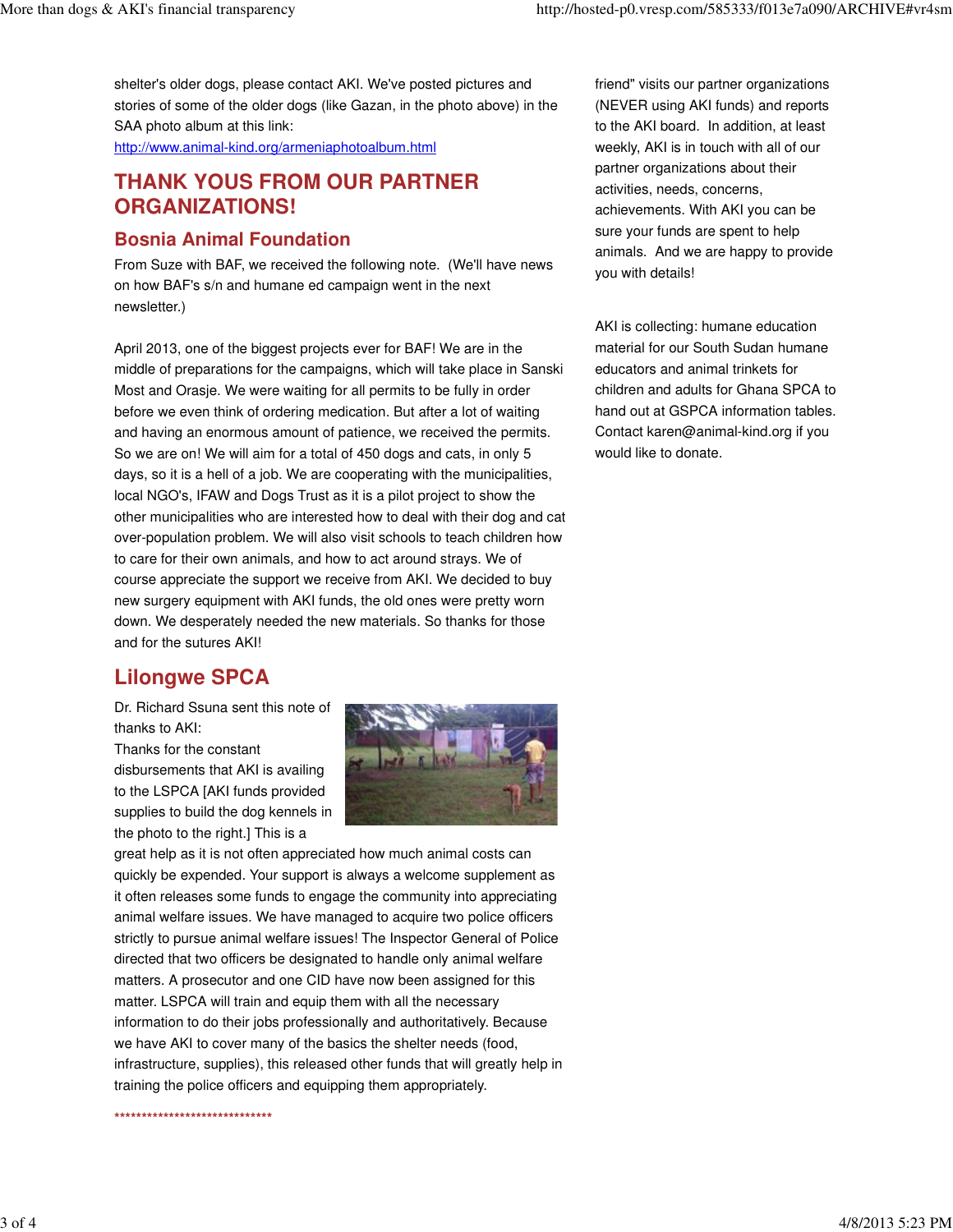shelter's older dogs, please contact AKI. We've posted pictures and stories of some of the older dogs (like Gazan, in the photo above) in the SAA photo album at this link: [http://www.animal-kind.org/armeniaphotoalbum.html](http://www.animal-kind.org/armeniaphotoalbum.html)

## THANK YOUS FROM OUR PARTNER ORGANIZATIONS!

### Bosnia Animal Foundation

From Suze with BAF, we received the following note. (We'll have news on how BAF's s/n and humane ed campaign went in the next newsletter.)

April 2013, one of the biggest projects ever for BAF! We are in the middle of preparations for the campaigns, which will take place in Sanski Most and Orasje. We were waiting for all permits to be fully in order before we even think of ordering medication. But after a lot of waiting and having an enormous amount of patience, we received the permits. So we are on! We will aim for a total of 450 dogs and cats, in only 5 days, so it is a hell of a job. We are cooperating with the municipalities, local NGO's, IFAW and Dogs Trust as it is a pilot project to show the other municipalities who are interested how to deal with their dog and cat over-population problem. We will also visit schools to teach children how to care for their own animals, and how to act around strays. We of course appreciate the support we receive from AKI. We decided to buy new surgery equipment with AKI funds, the old ones were pretty worn down. We desperately needed the new materials. So thanks for those and for the sutures AKI!

### Lilongwe SPCA

Dr. Richard Ssuna sent this note of thanks to AKI:

Thanks for the constant disbursements that AKI is availing to the LSPCA [AKI funds provided supplies to build the dog kennels in the photo to the right.] This is a great help as it is not often appreciated how much animal costs can quickly be expended. Your support is always a welcome supplement as it often releases some funds to engage the community into appreciating animal welfare issues. We have managed to acquire two police officers strictly to pursue animal welfare issues! The Inspector General of Police directed that two officers be designated to handle only animal welfare matters. A prosecutor and one CID have now been assigned for this matter. LSPCA will train and equip them with all the necessary information to do their jobs professionally and authoritatively. Because we have AKI to cover many of the basics the shelter needs (food, infrastructure, supplies), this released other funds that will greatly help in training the police officers and equipping them appropriately.

******************************

friend" visits our partner organizations (NEVER using AKI funds) and reports to the AKI board. In addition, at least weekly, AKI is in touch with all of our partner organizations about their activities, needs, concerns, achievements. With AKI you can be sure your funds are spent to help animals. And we are happy to provide you with details!

AKI is collecting: humane education material for our South Sudan humane educators and animal trinkets for children and adults for Ghana SPCA to hand out at GSPCA information tables. Contact karen@animal-kind.org if you would like to donate.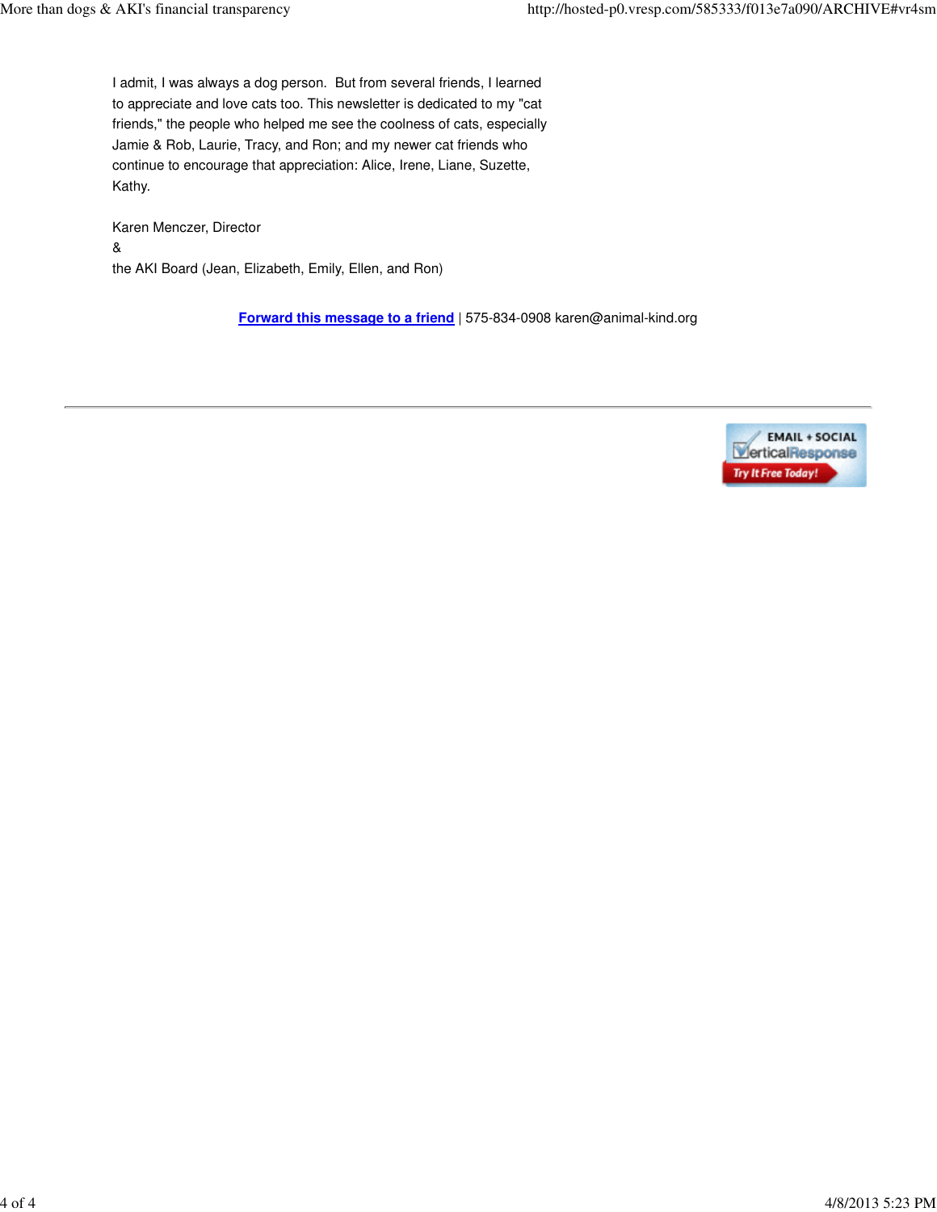I admit, I was always a dog person. But from several friends, I learned to appreciate and love cats too. This newsletter is dedicated to my "cat friends," the people who helped me see the coolness of cats, especially Jamie & Rob, Laurie, Tracy, and Ron; and my newer cat friends who continue to encourage that appreciation: Alice, Irene, Liane, Suzette, Kathy.

Karen Menczer, Director
&
the AKI Board (Jean, Elizabeth, Emily, Ellen, and Ron)

**Forward this message to a friend** | 575-834-0908 karen@animal-kind.org

---

EMAIL + SOCIAL VerticalResponse Try It Free Today!